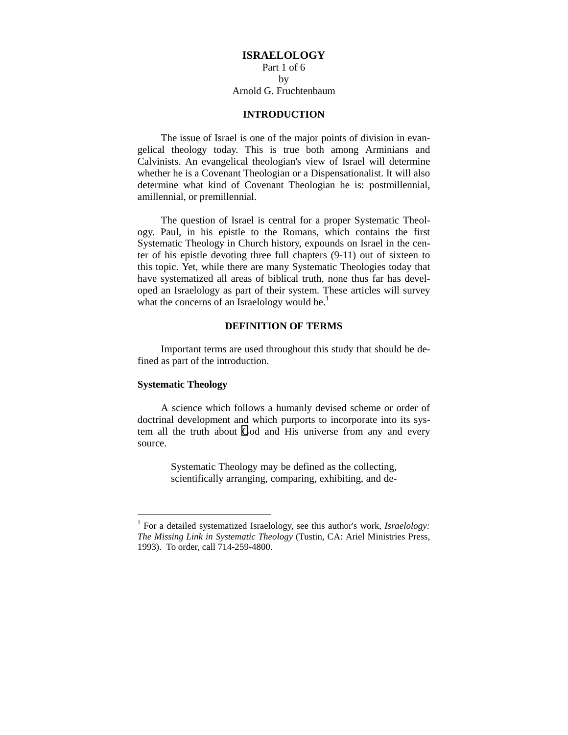# ISRAELOLOGY

Part 1 of 6
by
Arnold G. Fruchtenbaum

## INTRODUCTION

The issue of Israel is one of the major points of division in evangelical theology today. This is true both among Arminians and Calvinists. An evangelical theologian's view of Israel will determine whether he is a Covenant Theologian or a Dispensationalist. It will also determine what kind of Covenant Theologian he is: postmillennial, amillennial, or premillennial.

The question of Israel is central for a proper Systematic Theology. Paul, in his epistle to the Romans, which contains the first Systematic Theology in Church history, expounds on Israel in the center of his epistle devoting three full chapters (9-11) out of sixteen to this topic. Yet, while there are many Systematic Theologies today that have systematized all areas of biblical truth, none thus far has developed an Israelology as part of their system. These articles will survey what the concerns of an Israelology would be.[1]

## DEFINITION OF TERMS

Important terms are used throughout this study that should be defined as part of the introduction.

### Systematic Theology

A science which follows a humanly devised scheme or order of doctrinal development and which purports to incorporate into its system all the truth about God and His universe from any and every source.

> Systematic Theology may be defined as the collecting, scientifically arranging, comparing, exhibiting, and de-

---

[1] For a detailed systematized Israelology, see this author's work, *Israelology: The Missing Link in Systematic Theology* (Tustin, CA: Ariel Ministries Press, 1993). To order, call 714-259-4800.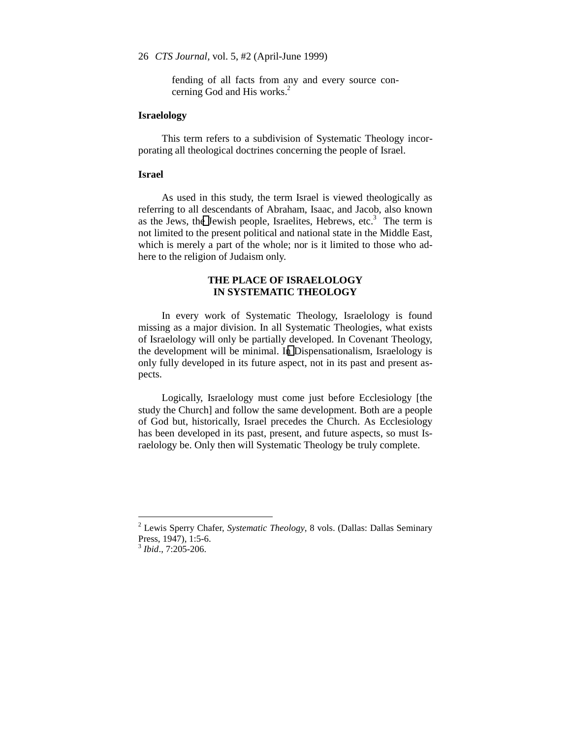fending of all facts from any and every source concerning God and His works.[2]

**Israelology**

This term refers to a subdivision of Systematic Theology incorporating all theological doctrines concerning the people of Israel.

**Israel**

As used in this study, the term Israel is viewed theologically as referring to all descendants of Abraham, Isaac, and Jacob, also known as the Jews, the Jewish people, Israelites, Hebrews, etc.[3] The term is not limited to the present political and national state in the Middle East, which is merely a part of the whole; nor is it limited to those who adhere to the religion of Judaism only.

## THE PLACE OF ISRAELOLOGY IN SYSTEMATIC THEOLOGY

In every work of Systematic Theology, Israelology is found missing as a major division. In all Systematic Theologies, what exists of Israelology will only be partially developed. In Covenant Theology, the development will be minimal. In Dispensationalism, Israelology is only fully developed in its future aspect, not in its past and present aspects.

Logically, Israelology must come just before Ecclesiology [the study the Church] and follow the same development. Both are a people of God but, historically, Israel precedes the Church. As Ecclesiology has been developed in its past, present, and future aspects, so must Israelology be. Only then will Systematic Theology be truly complete.

---

[2] Lewis Sperry Chafer, *Systematic Theology*, 8 vols. (Dallas: Dallas Seminary Press, 1947), 1:5-6.

[3] *Ibid*., 7:205-206.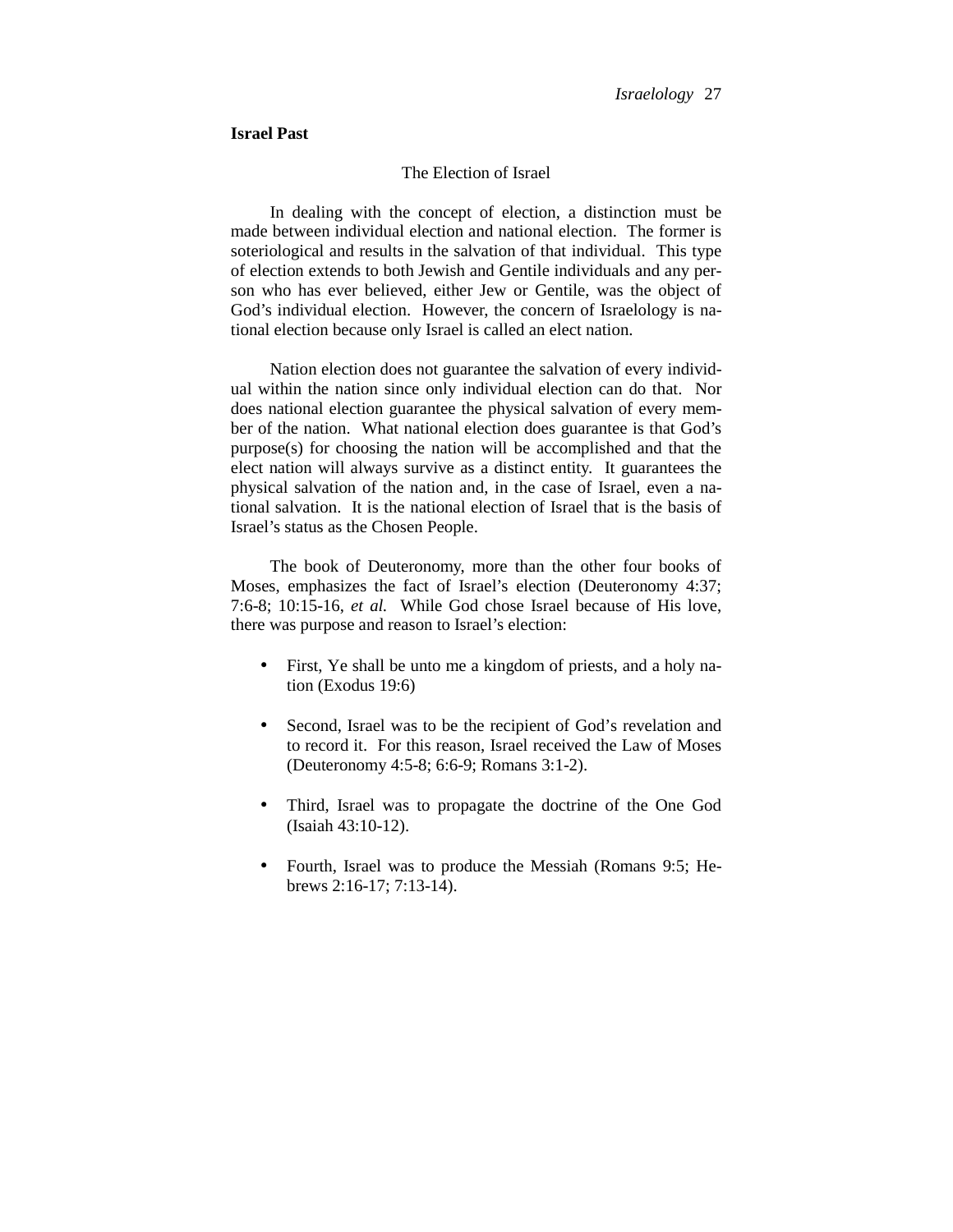## Israel Past

### The Election of Israel

In dealing with the concept of election, a distinction must be made between individual election and national election. The former is soteriological and results in the salvation of that individual. This type of election extends to both Jewish and Gentile individuals and any person who has ever believed, either Jew or Gentile, was the object of God's individual election. However, the concern of Israelology is national election because only Israel is called an elect nation.

Nation election does not guarantee the salvation of every individual within the nation since only individual election can do that. Nor does national election guarantee the physical salvation of every member of the nation. What national election does guarantee is that God's purpose(s) for choosing the nation will be accomplished and that the elect nation will always survive as a distinct entity. It guarantees the physical salvation of the nation and, in the case of Israel, even a national salvation. It is the national election of Israel that is the basis of Israel's status as the Chosen People.

The book of Deuteronomy, more than the other four books of Moses, emphasizes the fact of Israel's election (Deuteronomy 4:37; 7:6-8; 10:15-16, *et al.* While God chose Israel because of His love, there was purpose and reason to Israel's election:

- First, Ye shall be unto me a kingdom of priests, and a holy nation (Exodus 19:6)
- Second, Israel was to be the recipient of God's revelation and to record it. For this reason, Israel received the Law of Moses (Deuteronomy 4:5-8; 6:6-9; Romans 3:1-2).
- Third, Israel was to propagate the doctrine of the One God (Isaiah 43:10-12).
- Fourth, Israel was to produce the Messiah (Romans 9:5; Hebrews 2:16-17; 7:13-14).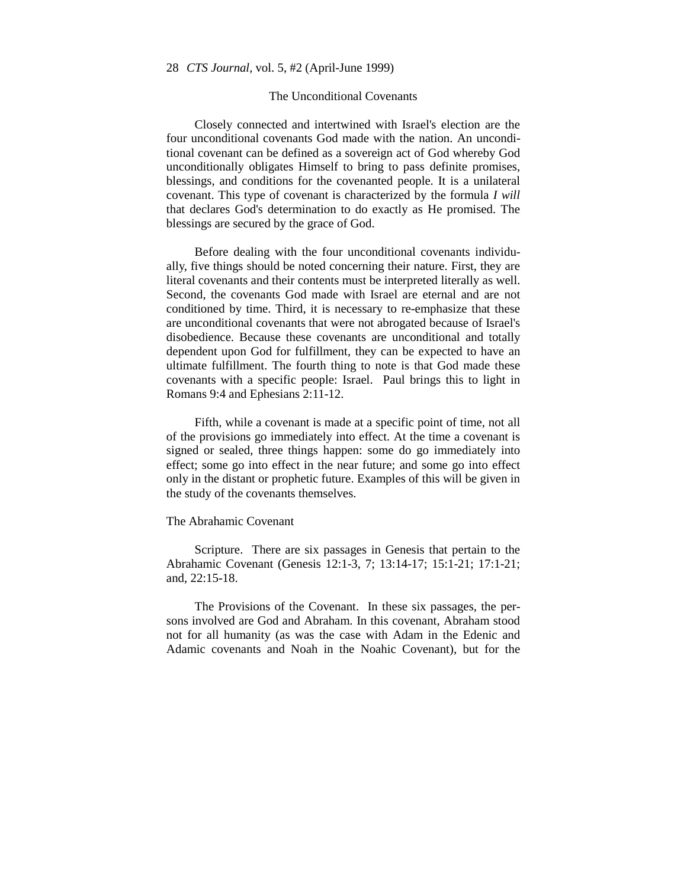## The Unconditional Covenants

Closely connected and intertwined with Israel's election are the four unconditional covenants God made with the nation. An unconditional covenant can be defined as a sovereign act of God whereby God unconditionally obligates Himself to bring to pass definite promises, blessings, and conditions for the covenanted people. It is a unilateral covenant. This type of covenant is characterized by the formula *I will* that declares God's determination to do exactly as He promised. The blessings are secured by the grace of God.

Before dealing with the four unconditional covenants individually, five things should be noted concerning their nature. First, they are literal covenants and their contents must be interpreted literally as well. Second, the covenants God made with Israel are eternal and are not conditioned by time. Third, it is necessary to re-emphasize that these are unconditional covenants that were not abrogated because of Israel's disobedience. Because these covenants are unconditional and totally dependent upon God for fulfillment, they can be expected to have an ultimate fulfillment. The fourth thing to note is that God made these covenants with a specific people: Israel. Paul brings this to light in Romans 9:4 and Ephesians 2:11-12.

Fifth, while a covenant is made at a specific point of time, not all of the provisions go immediately into effect. At the time a covenant is signed or sealed, three things happen: some do go immediately into effect; some go into effect in the near future; and some go into effect only in the distant or prophetic future. Examples of this will be given in the study of the covenants themselves.

### The Abrahamic Covenant

Scripture. There are six passages in Genesis that pertain to the Abrahamic Covenant (Genesis 12:1-3, 7; 13:14-17; 15:1-21; 17:1-21; and, 22:15-18.

The Provisions of the Covenant. In these six passages, the persons involved are God and Abraham. In this covenant, Abraham stood not for all humanity (as was the case with Adam in the Edenic and Adamic covenants and Noah in the Noahic Covenant), but for the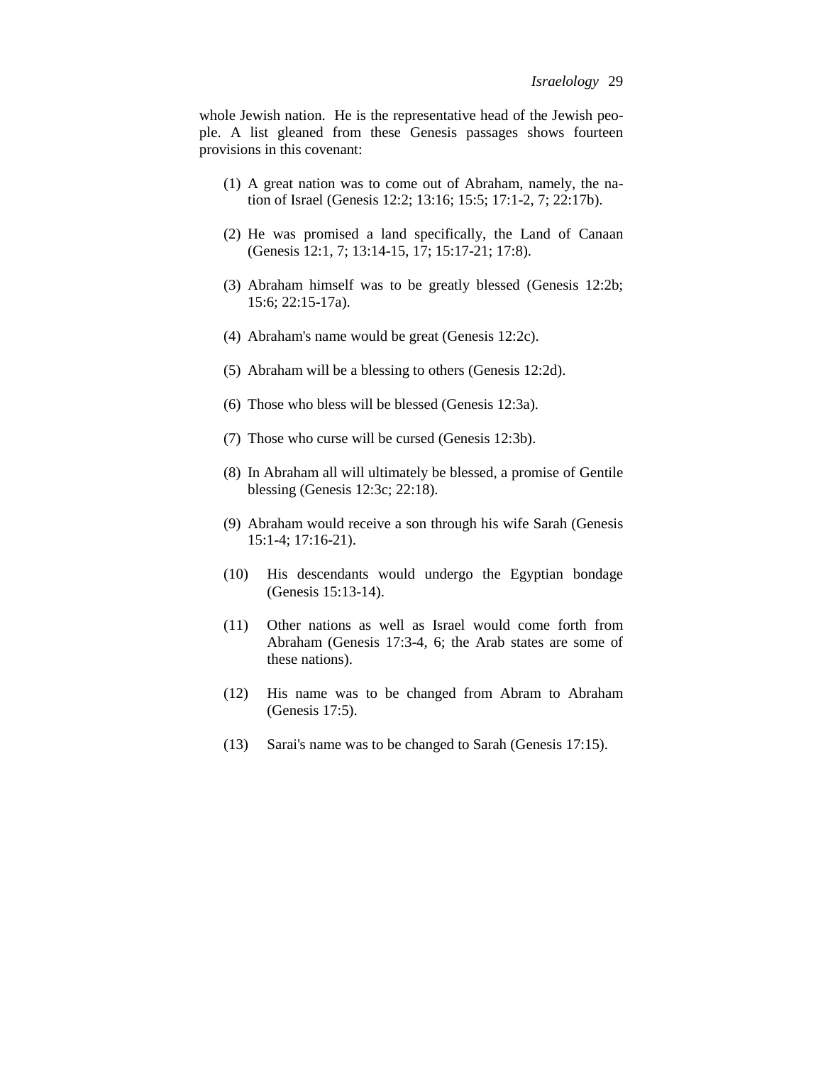whole Jewish nation. He is the representative head of the Jewish people. A list gleaned from these Genesis passages shows fourteen provisions in this covenant:

(1) A great nation was to come out of Abraham, namely, the nation of Israel (Genesis 12:2; 13:16; 15:5; 17:1-2, 7; 22:17b).

(2) He was promised a land specifically, the Land of Canaan (Genesis 12:1, 7; 13:14-15, 17; 15:17-21; 17:8).

(3) Abraham himself was to be greatly blessed (Genesis 12:2b; 15:6; 22:15-17a).

(4) Abraham's name would be great (Genesis 12:2c).

(5) Abraham will be a blessing to others (Genesis 12:2d).

(6) Those who bless will be blessed (Genesis 12:3a).

(7) Those who curse will be cursed (Genesis 12:3b).

(8) In Abraham all will ultimately be blessed, a promise of Gentile blessing (Genesis 12:3c; 22:18).

(9) Abraham would receive a son through his wife Sarah (Genesis 15:1-4; 17:16-21).

(10) His descendants would undergo the Egyptian bondage (Genesis 15:13-14).

(11) Other nations as well as Israel would come forth from Abraham (Genesis 17:3-4, 6; the Arab states are some of these nations).

(12) His name was to be changed from Abram to Abraham (Genesis 17:5).

(13) Sarai's name was to be changed to Sarah (Genesis 17:15).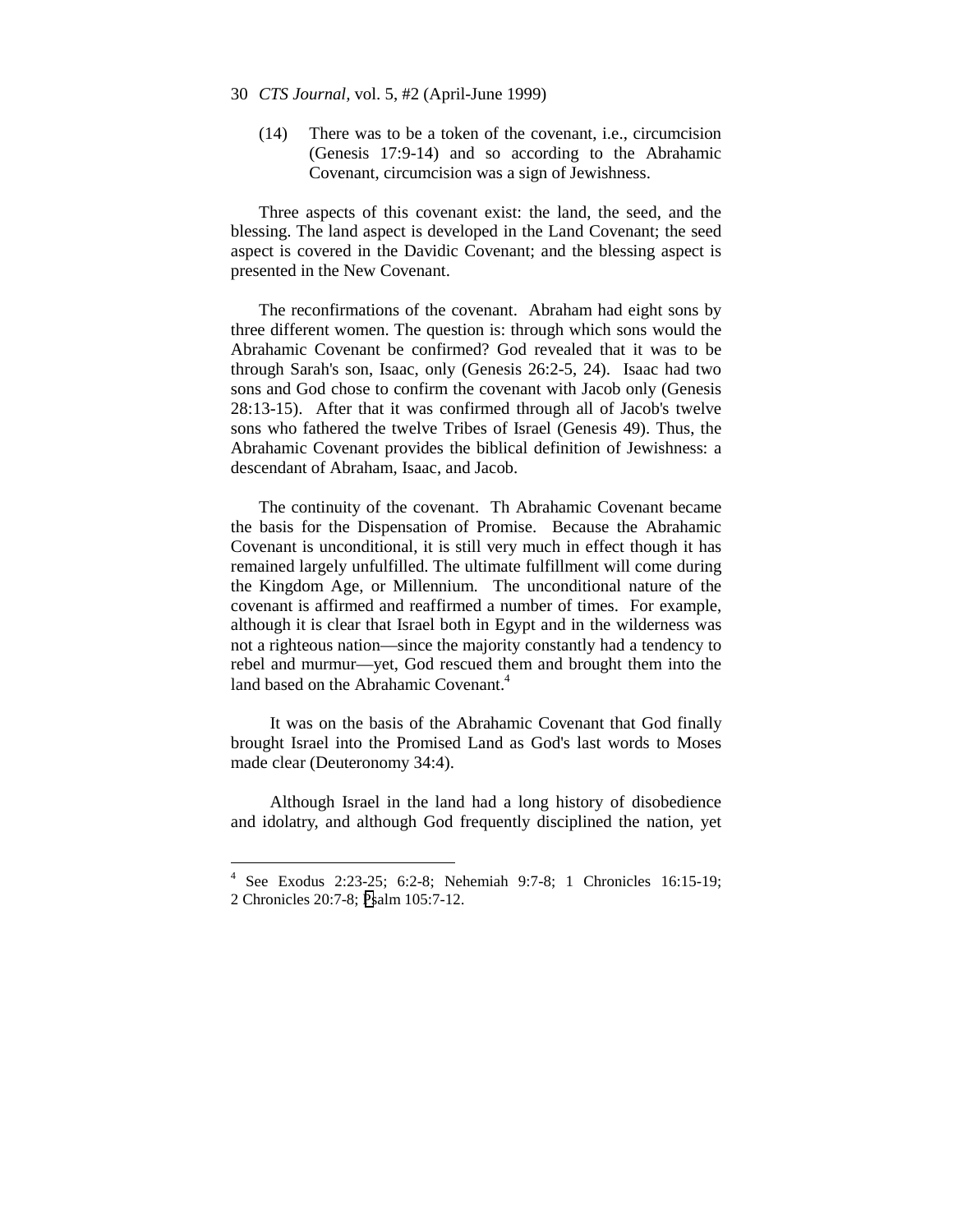(14) There was to be a token of the covenant, i.e., circumcision (Genesis 17:9-14) and so according to the Abrahamic Covenant, circumcision was a sign of Jewishness.

Three aspects of this covenant exist: the land, the seed, and the blessing. The land aspect is developed in the Land Covenant; the seed aspect is covered in the Davidic Covenant; and the blessing aspect is presented in the New Covenant.

The reconfirmations of the covenant. Abraham had eight sons by three different women. The question is: through which sons would the Abrahamic Covenant be confirmed? God revealed that it was to be through Sarah's son, Isaac, only (Genesis 26:2-5, 24). Isaac had two sons and God chose to confirm the covenant with Jacob only (Genesis 28:13-15). After that it was confirmed through all of Jacob's twelve sons who fathered the twelve Tribes of Israel (Genesis 49). Thus, the Abrahamic Covenant provides the biblical definition of Jewishness: a descendant of Abraham, Isaac, and Jacob.

The continuity of the covenant. Th Abrahamic Covenant became the basis for the Dispensation of Promise. Because the Abrahamic Covenant is unconditional, it is still very much in effect though it has remained largely unfulfilled. The ultimate fulfillment will come during the Kingdom Age, or Millennium. The unconditional nature of the covenant is affirmed and reaffirmed a number of times. For example, although it is clear that Israel both in Egypt and in the wilderness was not a righteous nation—since the majority constantly had a tendency to rebel and murmur—yet, God rescued them and brought them into the land based on the Abrahamic Covenant.[4]

It was on the basis of the Abrahamic Covenant that God finally brought Israel into the Promised Land as God's last words to Moses made clear (Deuteronomy 34:4).

Although Israel in the land had a long history of disobedience and idolatry, and although God frequently disciplined the nation, yet

---

[4] See Exodus 2:23-25; 6:2-8; Nehemiah 9:7-8; 1 Chronicles 16:15-19; 2 Chronicles 20:7-8; Psalm 105:7-12.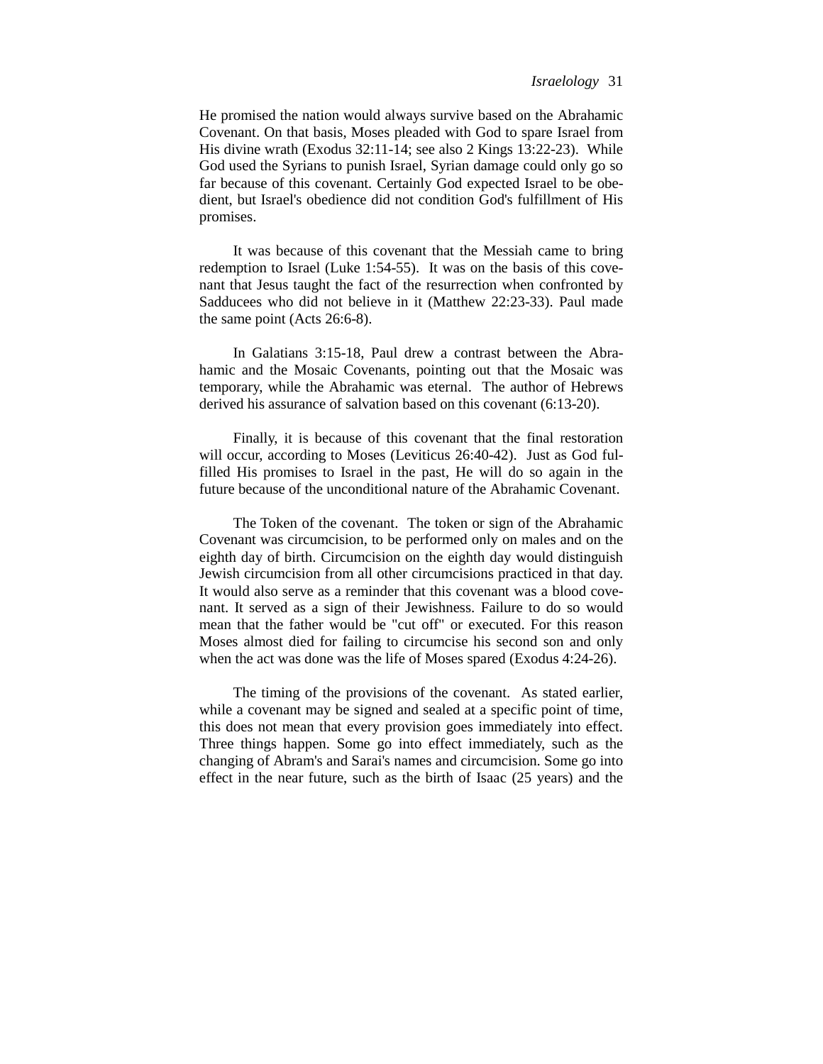He promised the nation would always survive based on the Abrahamic Covenant. On that basis, Moses pleaded with God to spare Israel from His divine wrath (Exodus 32:11-14; see also 2 Kings 13:22-23). While God used the Syrians to punish Israel, Syrian damage could only go so far because of this covenant. Certainly God expected Israel to be obedient, but Israel's obedience did not condition God's fulfillment of His promises.

It was because of this covenant that the Messiah came to bring redemption to Israel (Luke 1:54-55). It was on the basis of this covenant that Jesus taught the fact of the resurrection when confronted by Sadducees who did not believe in it (Matthew 22:23-33). Paul made the same point (Acts 26:6-8).

In Galatians 3:15-18, Paul drew a contrast between the Abrahamic and the Mosaic Covenants, pointing out that the Mosaic was temporary, while the Abrahamic was eternal. The author of Hebrews derived his assurance of salvation based on this covenant (6:13-20).

Finally, it is because of this covenant that the final restoration will occur, according to Moses (Leviticus 26:40-42). Just as God fulfilled His promises to Israel in the past, He will do so again in the future because of the unconditional nature of the Abrahamic Covenant.

The Token of the covenant. The token or sign of the Abrahamic Covenant was circumcision, to be performed only on males and on the eighth day of birth. Circumcision on the eighth day would distinguish Jewish circumcision from all other circumcisions practiced in that day. It would also serve as a reminder that this covenant was a blood covenant. It served as a sign of their Jewishness. Failure to do so would mean that the father would be "cut off" or executed. For this reason Moses almost died for failing to circumcise his second son and only when the act was done was the life of Moses spared (Exodus 4:24-26).

The timing of the provisions of the covenant. As stated earlier, while a covenant may be signed and sealed at a specific point of time, this does not mean that every provision goes immediately into effect. Three things happen. Some go into effect immediately, such as the changing of Abram's and Sarai's names and circumcision. Some go into effect in the near future, such as the birth of Isaac (25 years) and the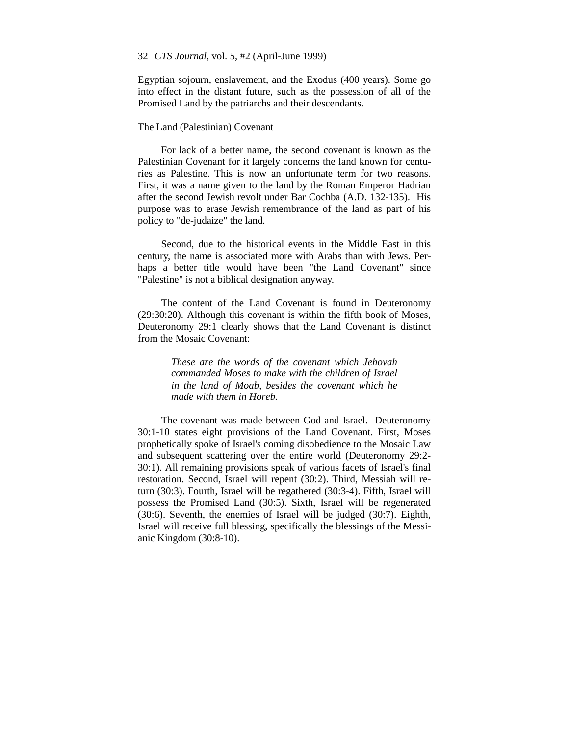Egyptian sojourn, enslavement, and the Exodus (400 years). Some go into effect in the distant future, such as the possession of all of the Promised Land by the patriarchs and their descendants.

## The Land (Palestinian) Covenant

For lack of a better name, the second covenant is known as the Palestinian Covenant for it largely concerns the land known for centuries as Palestine. This is now an unfortunate term for two reasons. First, it was a name given to the land by the Roman Emperor Hadrian after the second Jewish revolt under Bar Cochba (A.D. 132-135). His purpose was to erase Jewish remembrance of the land as part of his policy to "de-judaize" the land.

Second, due to the historical events in the Middle East in this century, the name is associated more with Arabs than with Jews. Perhaps a better title would have been "the Land Covenant" since "Palestine" is not a biblical designation anyway.

The content of the Land Covenant is found in Deuteronomy (29:30:20). Although this covenant is within the fifth book of Moses, Deuteronomy 29:1 clearly shows that the Land Covenant is distinct from the Mosaic Covenant:

> *These are the words of the covenant which Jehovah commanded Moses to make with the children of Israel in the land of Moab, besides the covenant which he made with them in Horeb.*

The covenant was made between God and Israel. Deuteronomy 30:1-10 states eight provisions of the Land Covenant. First, Moses prophetically spoke of Israel's coming disobedience to the Mosaic Law and subsequent scattering over the entire world (Deuteronomy 29:2-30:1). All remaining provisions speak of various facets of Israel's final restoration. Second, Israel will repent (30:2). Third, Messiah will return (30:3). Fourth, Israel will be regathered (30:3-4). Fifth, Israel will possess the Promised Land (30:5). Sixth, Israel will be regenerated (30:6). Seventh, the enemies of Israel will be judged (30:7). Eighth, Israel will receive full blessing, specifically the blessings of the Messianic Kingdom (30:8-10).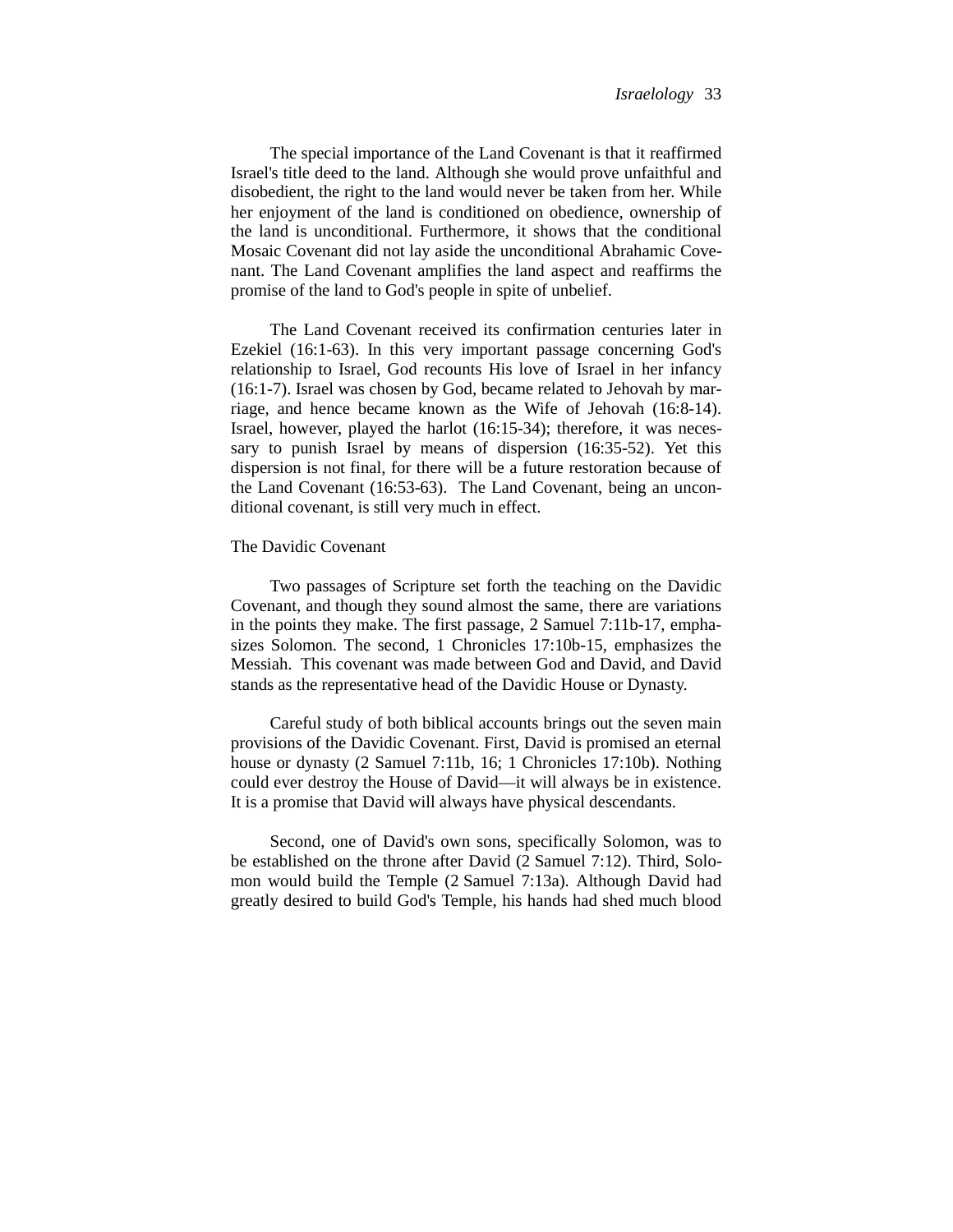The special importance of the Land Covenant is that it reaffirmed Israel's title deed to the land. Although she would prove unfaithful and disobedient, the right to the land would never be taken from her. While her enjoyment of the land is conditioned on obedience, ownership of the land is unconditional. Furthermore, it shows that the conditional Mosaic Covenant did not lay aside the unconditional Abrahamic Covenant. The Land Covenant amplifies the land aspect and reaffirms the promise of the land to God's people in spite of unbelief.

The Land Covenant received its confirmation centuries later in Ezekiel (16:1-63). In this very important passage concerning God's relationship to Israel, God recounts His love of Israel in her infancy (16:1-7). Israel was chosen by God, became related to Jehovah by marriage, and hence became known as the Wife of Jehovah (16:8-14). Israel, however, played the harlot (16:15-34); therefore, it was necessary to punish Israel by means of dispersion (16:35-52). Yet this dispersion is not final, for there will be a future restoration because of the Land Covenant (16:53-63). The Land Covenant, being an unconditional covenant, is still very much in effect.

### The Davidic Covenant

Two passages of Scripture set forth the teaching on the Davidic Covenant, and though they sound almost the same, there are variations in the points they make. The first passage, 2 Samuel 7:11b-17, emphasizes Solomon. The second, 1 Chronicles 17:10b-15, emphasizes the Messiah. This covenant was made between God and David, and David stands as the representative head of the Davidic House or Dynasty.

Careful study of both biblical accounts brings out the seven main provisions of the Davidic Covenant. First, David is promised an eternal house or dynasty (2 Samuel 7:11b, 16; 1 Chronicles 17:10b). Nothing could ever destroy the House of David—it will always be in existence. It is a promise that David will always have physical descendants.

Second, one of David's own sons, specifically Solomon, was to be established on the throne after David (2 Samuel 7:12). Third, Solomon would build the Temple (2 Samuel 7:13a). Although David had greatly desired to build God's Temple, his hands had shed much blood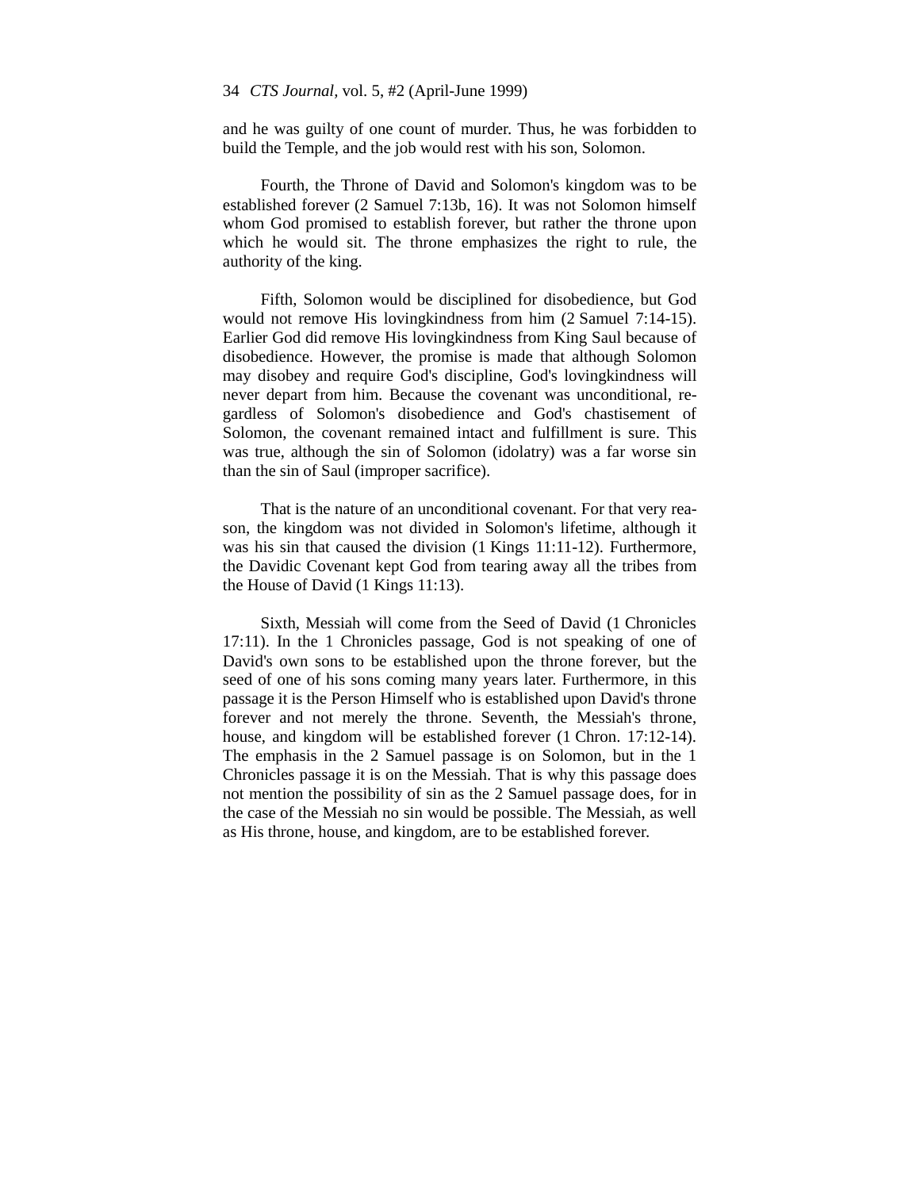and he was guilty of one count of murder. Thus, he was forbidden to build the Temple, and the job would rest with his son, Solomon.

Fourth, the Throne of David and Solomon's kingdom was to be established forever (2 Samuel 7:13b, 16). It was not Solomon himself whom God promised to establish forever, but rather the throne upon which he would sit. The throne emphasizes the right to rule, the authority of the king.

Fifth, Solomon would be disciplined for disobedience, but God would not remove His lovingkindness from him (2 Samuel 7:14-15). Earlier God did remove His lovingkindness from King Saul because of disobedience. However, the promise is made that although Solomon may disobey and require God's discipline, God's lovingkindness will never depart from him. Because the covenant was unconditional, regardless of Solomon's disobedience and God's chastisement of Solomon, the covenant remained intact and fulfillment is sure. This was true, although the sin of Solomon (idolatry) was a far worse sin than the sin of Saul (improper sacrifice).

That is the nature of an unconditional covenant. For that very reason, the kingdom was not divided in Solomon's lifetime, although it was his sin that caused the division (1 Kings 11:11-12). Furthermore, the Davidic Covenant kept God from tearing away all the tribes from the House of David (1 Kings 11:13).

Sixth, Messiah will come from the Seed of David (1 Chronicles 17:11). In the 1 Chronicles passage, God is not speaking of one of David's own sons to be established upon the throne forever, but the seed of one of his sons coming many years later. Furthermore, in this passage it is the Person Himself who is established upon David's throne forever and not merely the throne. Seventh, the Messiah's throne, house, and kingdom will be established forever (1 Chron. 17:12-14). The emphasis in the 2 Samuel passage is on Solomon, but in the 1 Chronicles passage it is on the Messiah. That is why this passage does not mention the possibility of sin as the 2 Samuel passage does, for in the case of the Messiah no sin would be possible. The Messiah, as well as His throne, house, and kingdom, are to be established forever.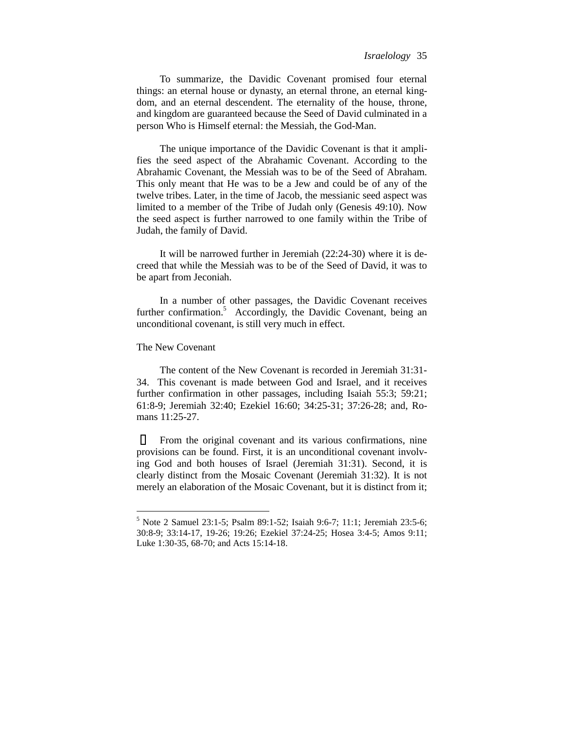To summarize, the Davidic Covenant promised four eternal things: an eternal house or dynasty, an eternal throne, an eternal kingdom, and an eternal descendent. The eternality of the house, throne, and kingdom are guaranteed because the Seed of David culminated in a person Who is Himself eternal: the Messiah, the God-Man.

The unique importance of the Davidic Covenant is that it amplifies the seed aspect of the Abrahamic Covenant. According to the Abrahamic Covenant, the Messiah was to be of the Seed of Abraham. This only meant that He was to be a Jew and could be of any of the twelve tribes. Later, in the time of Jacob, the messianic seed aspect was limited to a member of the Tribe of Judah only (Genesis 49:10). Now the seed aspect is further narrowed to one family within the Tribe of Judah, the family of David.

It will be narrowed further in Jeremiah (22:24-30) where it is decreed that while the Messiah was to be of the Seed of David, it was to be apart from Jeconiah.

In a number of other passages, the Davidic Covenant receives further confirmation.[5] Accordingly, the Davidic Covenant, being an unconditional covenant, is still very much in effect.

### The New Covenant

The content of the New Covenant is recorded in Jeremiah 31:31-34. This covenant is made between God and Israel, and it receives further confirmation in other passages, including Isaiah 55:3; 59:21; 61:8-9; Jeremiah 32:40; Ezekiel 16:60; 34:25-31; 37:26-28; and, Romans 11:25-27.

From the original covenant and its various confirmations, nine provisions can be found. First, it is an unconditional covenant involving God and both houses of Israel (Jeremiah 31:31). Second, it is clearly distinct from the Mosaic Covenant (Jeremiah 31:32). It is not merely an elaboration of the Mosaic Covenant, but it is distinct from it;

---

[5] Note 2 Samuel 23:1-5; Psalm 89:1-52; Isaiah 9:6-7; 11:1; Jeremiah 23:5-6; 30:8-9; 33:14-17, 19-26; 19:26; Ezekiel 37:24-25; Hosea 3:4-5; Amos 9:11; Luke 1:30-35, 68-70; and Acts 15:14-18.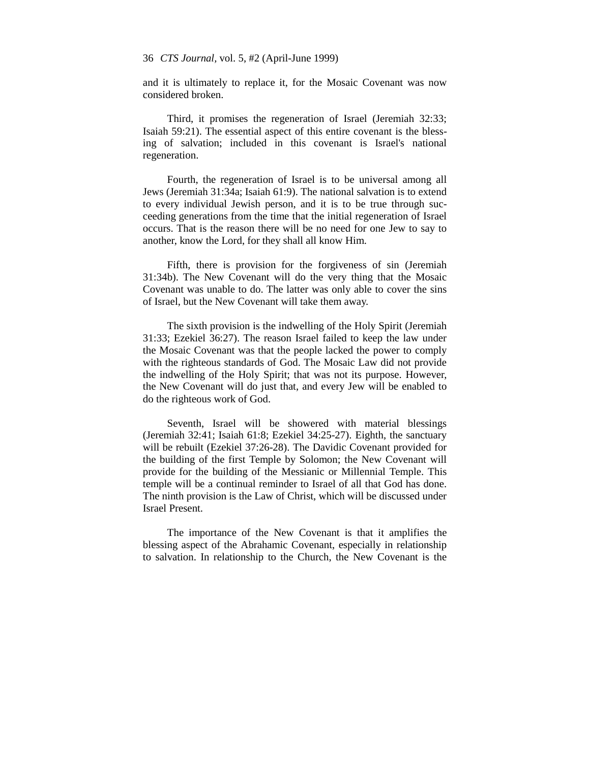and it is ultimately to replace it, for the Mosaic Covenant was now considered broken.

Third, it promises the regeneration of Israel (Jeremiah 32:33; Isaiah 59:21). The essential aspect of this entire covenant is the blessing of salvation; included in this covenant is Israel's national regeneration.

Fourth, the regeneration of Israel is to be universal among all Jews (Jeremiah 31:34a; Isaiah 61:9). The national salvation is to extend to every individual Jewish person, and it is to be true through succeeding generations from the time that the initial regeneration of Israel occurs. That is the reason there will be no need for one Jew to say to another, know the Lord, for they shall all know Him.

Fifth, there is provision for the forgiveness of sin (Jeremiah 31:34b). The New Covenant will do the very thing that the Mosaic Covenant was unable to do. The latter was only able to cover the sins of Israel, but the New Covenant will take them away.

The sixth provision is the indwelling of the Holy Spirit (Jeremiah 31:33; Ezekiel 36:27). The reason Israel failed to keep the law under the Mosaic Covenant was that the people lacked the power to comply with the righteous standards of God. The Mosaic Law did not provide the indwelling of the Holy Spirit; that was not its purpose. However, the New Covenant will do just that, and every Jew will be enabled to do the righteous work of God.

Seventh, Israel will be showered with material blessings (Jeremiah 32:41; Isaiah 61:8; Ezekiel 34:25-27). Eighth, the sanctuary will be rebuilt (Ezekiel 37:26-28). The Davidic Covenant provided for the building of the first Temple by Solomon; the New Covenant will provide for the building of the Messianic or Millennial Temple. This temple will be a continual reminder to Israel of all that God has done. The ninth provision is the Law of Christ, which will be discussed under Israel Present.

The importance of the New Covenant is that it amplifies the blessing aspect of the Abrahamic Covenant, especially in relationship to salvation. In relationship to the Church, the New Covenant is the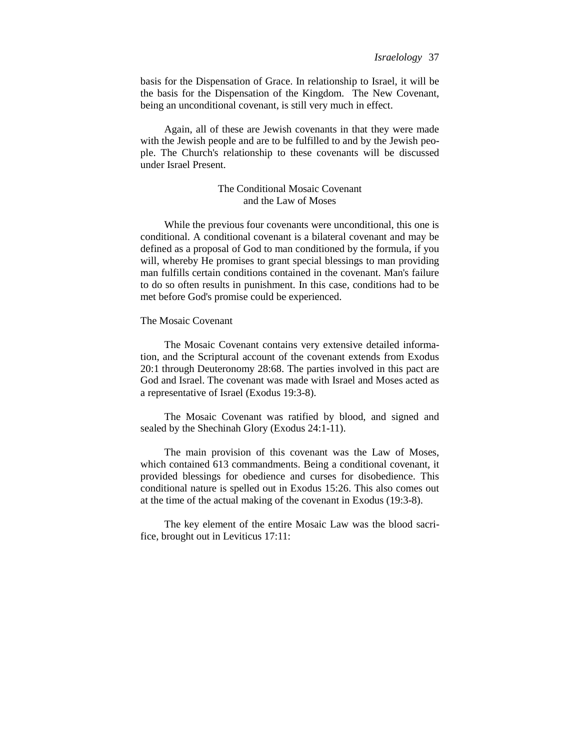basis for the Dispensation of Grace. In relationship to Israel, it will be the basis for the Dispensation of the Kingdom. The New Covenant, being an unconditional covenant, is still very much in effect.

Again, all of these are Jewish covenants in that they were made with the Jewish people and are to be fulfilled to and by the Jewish people. The Church's relationship to these covenants will be discussed under Israel Present.

## The Conditional Mosaic Covenant and the Law of Moses

While the previous four covenants were unconditional, this one is conditional. A conditional covenant is a bilateral covenant and may be defined as a proposal of God to man conditioned by the formula, if you will, whereby He promises to grant special blessings to man providing man fulfills certain conditions contained in the covenant. Man's failure to do so often results in punishment. In this case, conditions had to be met before God's promise could be experienced.

### The Mosaic Covenant

The Mosaic Covenant contains very extensive detailed information, and the Scriptural account of the covenant extends from Exodus 20:1 through Deuteronomy 28:68. The parties involved in this pact are God and Israel. The covenant was made with Israel and Moses acted as a representative of Israel (Exodus 19:3-8).

The Mosaic Covenant was ratified by blood, and signed and sealed by the Shechinah Glory (Exodus 24:1-11).

The main provision of this covenant was the Law of Moses, which contained 613 commandments. Being a conditional covenant, it provided blessings for obedience and curses for disobedience. This conditional nature is spelled out in Exodus 15:26. This also comes out at the time of the actual making of the covenant in Exodus (19:3-8).

The key element of the entire Mosaic Law was the blood sacrifice, brought out in Leviticus 17:11: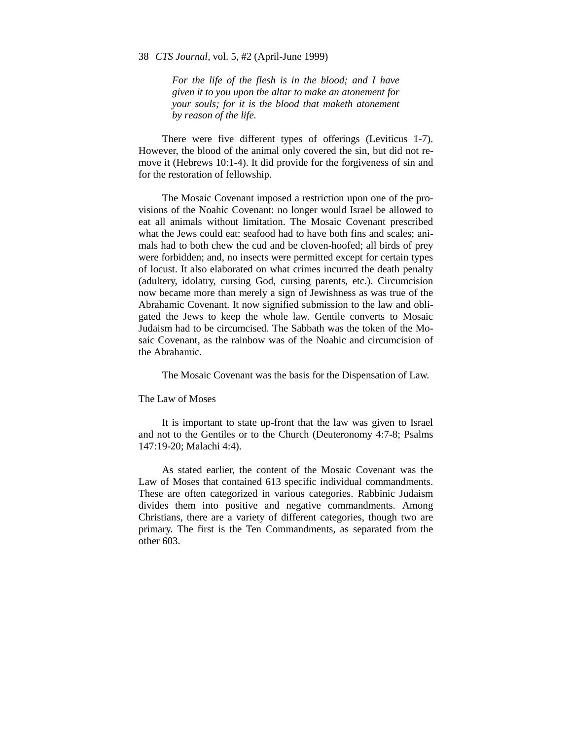> *For the life of the flesh is in the blood; and I have given it to you upon the altar to make an atonement for your souls; for it is the blood that maketh atonement by reason of the life.*

There were five different types of offerings (Leviticus 1-7). However, the blood of the animal only covered the sin, but did not remove it (Hebrews 10:1-4). It did provide for the forgiveness of sin and for the restoration of fellowship.

The Mosaic Covenant imposed a restriction upon one of the provisions of the Noahic Covenant: no longer would Israel be allowed to eat all animals without limitation. The Mosaic Covenant prescribed what the Jews could eat: seafood had to have both fins and scales; animals had to both chew the cud and be cloven-hoofed; all birds of prey were forbidden; and, no insects were permitted except for certain types of locust. It also elaborated on what crimes incurred the death penalty (adultery, idolatry, cursing God, cursing parents, etc.). Circumcision now became more than merely a sign of Jewishness as was true of the Abrahamic Covenant. It now signified submission to the law and obligated the Jews to keep the whole law. Gentile converts to Mosaic Judaism had to be circumcised. The Sabbath was the token of the Mosaic Covenant, as the rainbow was of the Noahic and circumcision of the Abrahamic.

The Mosaic Covenant was the basis for the Dispensation of Law.

## The Law of Moses

It is important to state up-front that the law was given to Israel and not to the Gentiles or to the Church (Deuteronomy 4:7-8; Psalms 147:19-20; Malachi 4:4).

As stated earlier, the content of the Mosaic Covenant was the Law of Moses that contained 613 specific individual commandments. These are often categorized in various categories. Rabbinic Judaism divides them into positive and negative commandments. Among Christians, there are a variety of different categories, though two are primary. The first is the Ten Commandments, as separated from the other 603.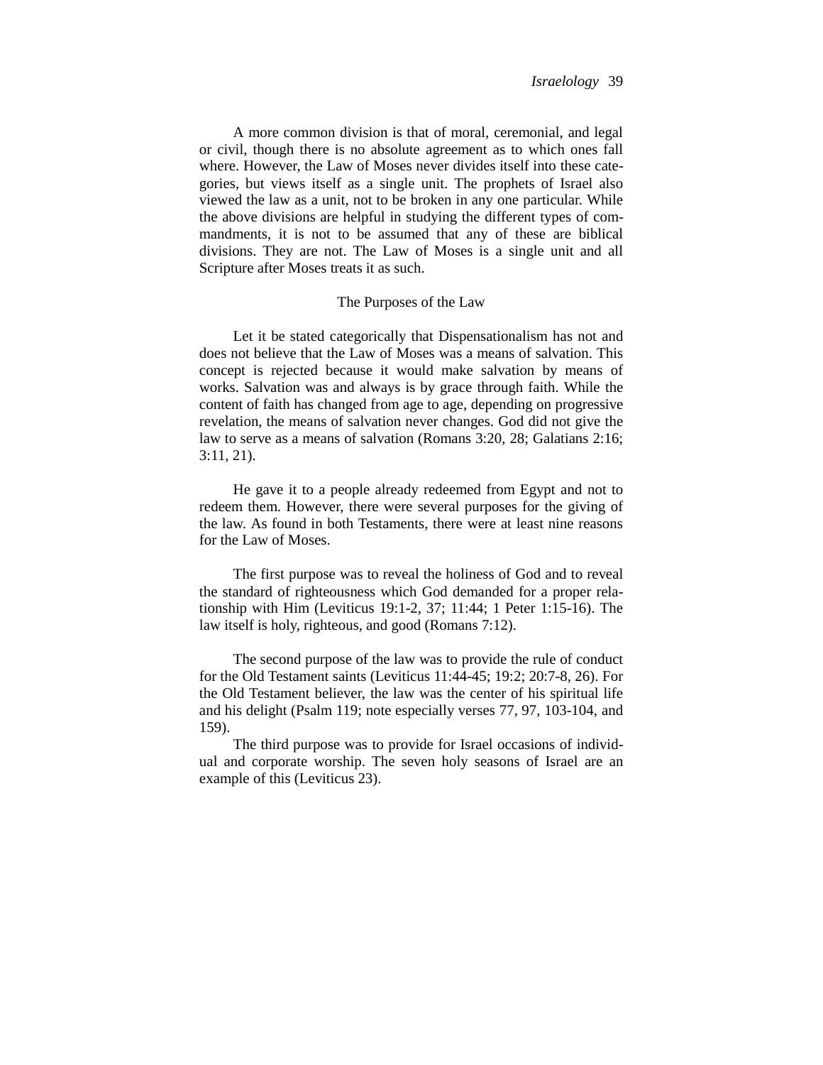A more common division is that of moral, ceremonial, and legal or civil, though there is no absolute agreement as to which ones fall where. However, the Law of Moses never divides itself into these categories, but views itself as a single unit. The prophets of Israel also viewed the law as a unit, not to be broken in any one particular. While the above divisions are helpful in studying the different types of commandments, it is not to be assumed that any of these are biblical divisions. They are not. The Law of Moses is a single unit and all Scripture after Moses treats it as such.

## The Purposes of the Law

Let it be stated categorically that Dispensationalism has not and does not believe that the Law of Moses was a means of salvation. This concept is rejected because it would make salvation by means of works. Salvation was and always is by grace through faith. While the content of faith has changed from age to age, depending on progressive revelation, the means of salvation never changes. God did not give the law to serve as a means of salvation (Romans 3:20, 28; Galatians 2:16; 3:11, 21).

He gave it to a people already redeemed from Egypt and not to redeem them. However, there were several purposes for the giving of the law. As found in both Testaments, there were at least nine reasons for the Law of Moses.

The first purpose was to reveal the holiness of God and to reveal the standard of righteousness which God demanded for a proper relationship with Him (Leviticus 19:1-2, 37; 11:44; 1 Peter 1:15-16). The law itself is holy, righteous, and good (Romans 7:12).

The second purpose of the law was to provide the rule of conduct for the Old Testament saints (Leviticus 11:44-45; 19:2; 20:7-8, 26). For the Old Testament believer, the law was the center of his spiritual life and his delight (Psalm 119; note especially verses 77, 97, 103-104, and 159).

The third purpose was to provide for Israel occasions of individual and corporate worship. The seven holy seasons of Israel are an example of this (Leviticus 23).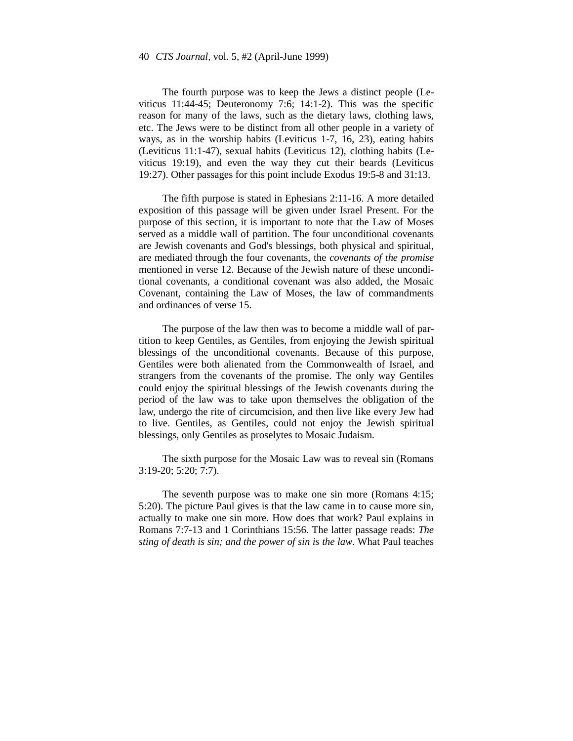The fourth purpose was to keep the Jews a distinct people (Leviticus 11:44-45; Deuteronomy 7:6; 14:1-2). This was the specific reason for many of the laws, such as the dietary laws, clothing laws, etc. The Jews were to be distinct from all other people in a variety of ways, as in the worship habits (Leviticus 1-7, 16, 23), eating habits (Leviticus 11:1-47), sexual habits (Leviticus 12), clothing habits (Leviticus 19:19), and even the way they cut their beards (Leviticus 19:27). Other passages for this point include Exodus 19:5-8 and 31:13.

The fifth purpose is stated in Ephesians 2:11-16. A more detailed exposition of this passage will be given under Israel Present. For the purpose of this section, it is important to note that the Law of Moses served as a middle wall of partition. The four unconditional covenants are Jewish covenants and God's blessings, both physical and spiritual, are mediated through the four covenants, the *covenants of the promise* mentioned in verse 12. Because of the Jewish nature of these unconditional covenants, a conditional covenant was also added, the Mosaic Covenant, containing the Law of Moses, the law of commandments and ordinances of verse 15.

The purpose of the law then was to become a middle wall of partition to keep Gentiles, as Gentiles, from enjoying the Jewish spiritual blessings of the unconditional covenants. Because of this purpose, Gentiles were both alienated from the Commonwealth of Israel, and strangers from the covenants of the promise. The only way Gentiles could enjoy the spiritual blessings of the Jewish covenants during the period of the law was to take upon themselves the obligation of the law, undergo the rite of circumcision, and then live like every Jew had to live. Gentiles, as Gentiles, could not enjoy the Jewish spiritual blessings, only Gentiles as proselytes to Mosaic Judaism.

The sixth purpose for the Mosaic Law was to reveal sin (Romans 3:19-20; 5:20; 7:7).

The seventh purpose was to make one sin more (Romans 4:15; 5:20). The picture Paul gives is that the law came in to cause more sin, actually to make one sin more. How does that work? Paul explains in Romans 7:7-13 and 1 Corinthians 15:56. The latter passage reads: *The sting of death is sin; and the power of sin is the law*. What Paul teaches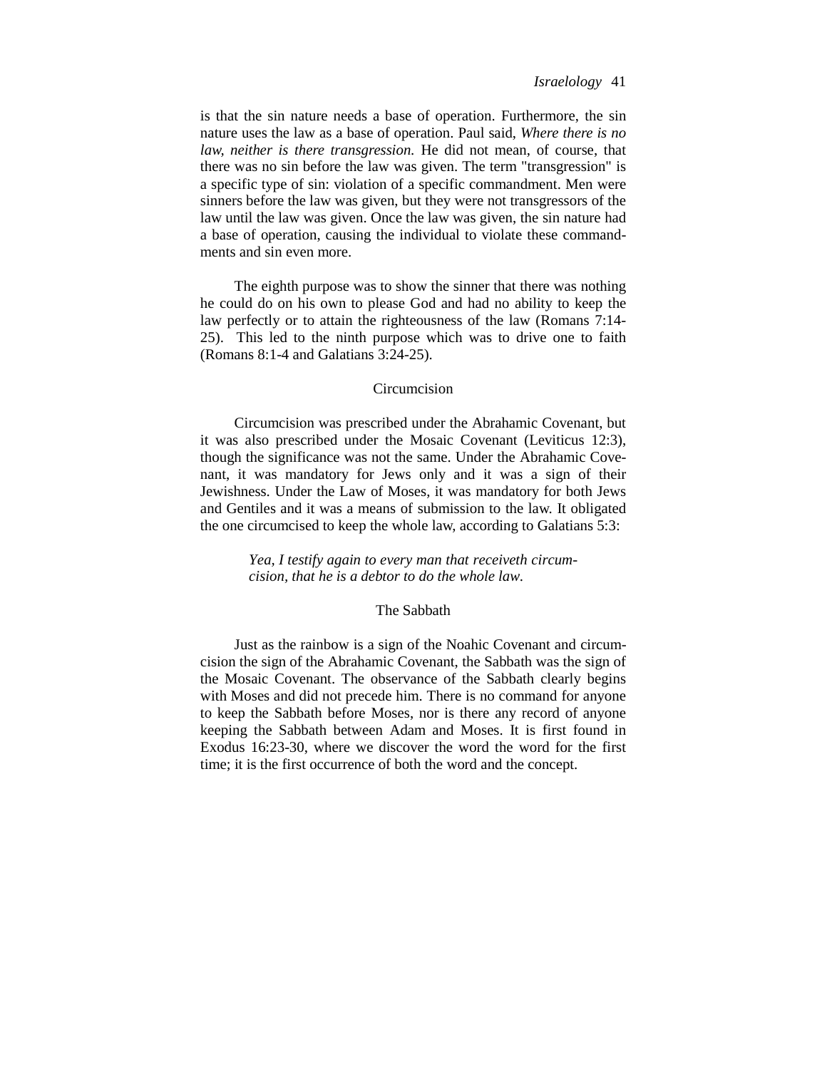is that the sin nature needs a base of operation. Furthermore, the sin nature uses the law as a base of operation. Paul said, *Where there is no law, neither is there transgression.* He did not mean, of course, that there was no sin before the law was given. The term "transgression" is a specific type of sin: violation of a specific commandment. Men were sinners before the law was given, but they were not transgressors of the law until the law was given. Once the law was given, the sin nature had a base of operation, causing the individual to violate these commandments and sin even more.

The eighth purpose was to show the sinner that there was nothing he could do on his own to please God and had no ability to keep the law perfectly or to attain the righteousness of the law (Romans 7:14-25). This led to the ninth purpose which was to drive one to faith (Romans 8:1-4 and Galatians 3:24-25).

### Circumcision

Circumcision was prescribed under the Abrahamic Covenant, but it was also prescribed under the Mosaic Covenant (Leviticus 12:3), though the significance was not the same. Under the Abrahamic Covenant, it was mandatory for Jews only and it was a sign of their Jewishness. Under the Law of Moses, it was mandatory for both Jews and Gentiles and it was a means of submission to the law. It obligated the one circumcised to keep the whole law, according to Galatians 5:3:

> *Yea, I testify again to every man that receiveth circumcision, that he is a debtor to do the whole law.*

### The Sabbath

Just as the rainbow is a sign of the Noahic Covenant and circumcision the sign of the Abrahamic Covenant, the Sabbath was the sign of the Mosaic Covenant. The observance of the Sabbath clearly begins with Moses and did not precede him. There is no command for anyone to keep the Sabbath before Moses, nor is there any record of anyone keeping the Sabbath between Adam and Moses. It is first found in Exodus 16:23-30, where we discover the word the word for the first time; it is the first occurrence of both the word and the concept.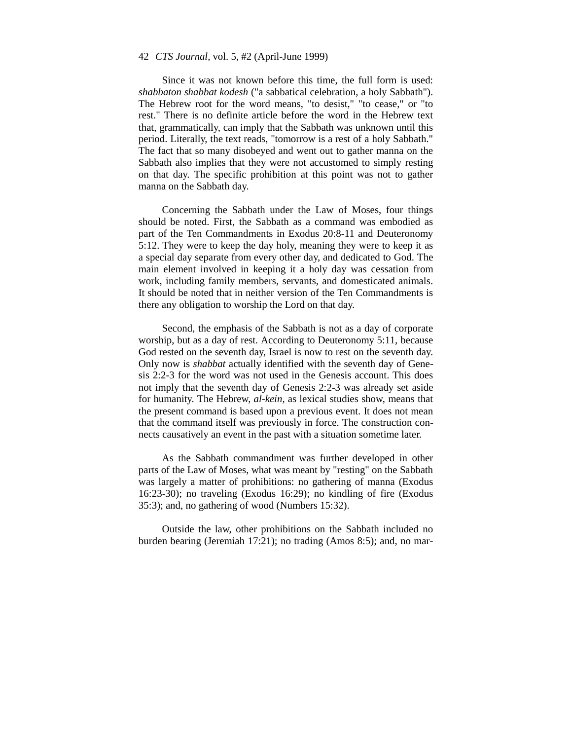Since it was not known before this time, the full form is used: *shabbaton shabbat kodesh* ("a sabbatical celebration, a holy Sabbath"). The Hebrew root for the word means, "to desist," "to cease," or "to rest." There is no definite article before the word in the Hebrew text that, grammatically, can imply that the Sabbath was unknown until this period. Literally, the text reads, "tomorrow is a rest of a holy Sabbath." The fact that so many disobeyed and went out to gather manna on the Sabbath also implies that they were not accustomed to simply resting on that day. The specific prohibition at this point was not to gather manna on the Sabbath day.

Concerning the Sabbath under the Law of Moses, four things should be noted. First, the Sabbath as a command was embodied as part of the Ten Commandments in Exodus 20:8-11 and Deuteronomy 5:12. They were to keep the day holy, meaning they were to keep it as a special day separate from every other day, and dedicated to God. The main element involved in keeping it a holy day was cessation from work, including family members, servants, and domesticated animals. It should be noted that in neither version of the Ten Commandments is there any obligation to worship the Lord on that day.

Second, the emphasis of the Sabbath is not as a day of corporate worship, but as a day of rest. According to Deuteronomy 5:11, because God rested on the seventh day, Israel is now to rest on the seventh day. Only now is *shabbat* actually identified with the seventh day of Genesis 2:2-3 for the word was not used in the Genesis account. This does not imply that the seventh day of Genesis 2:2-3 was already set aside for humanity. The Hebrew, *al-kein*, as lexical studies show, means that the present command is based upon a previous event. It does not mean that the command itself was previously in force. The construction connects causatively an event in the past with a situation sometime later.

As the Sabbath commandment was further developed in other parts of the Law of Moses, what was meant by "resting" on the Sabbath was largely a matter of prohibitions: no gathering of manna (Exodus 16:23-30); no traveling (Exodus 16:29); no kindling of fire (Exodus 35:3); and, no gathering of wood (Numbers 15:32).

Outside the law, other prohibitions on the Sabbath included no burden bearing (Jeremiah 17:21); no trading (Amos 8:5); and, no mar-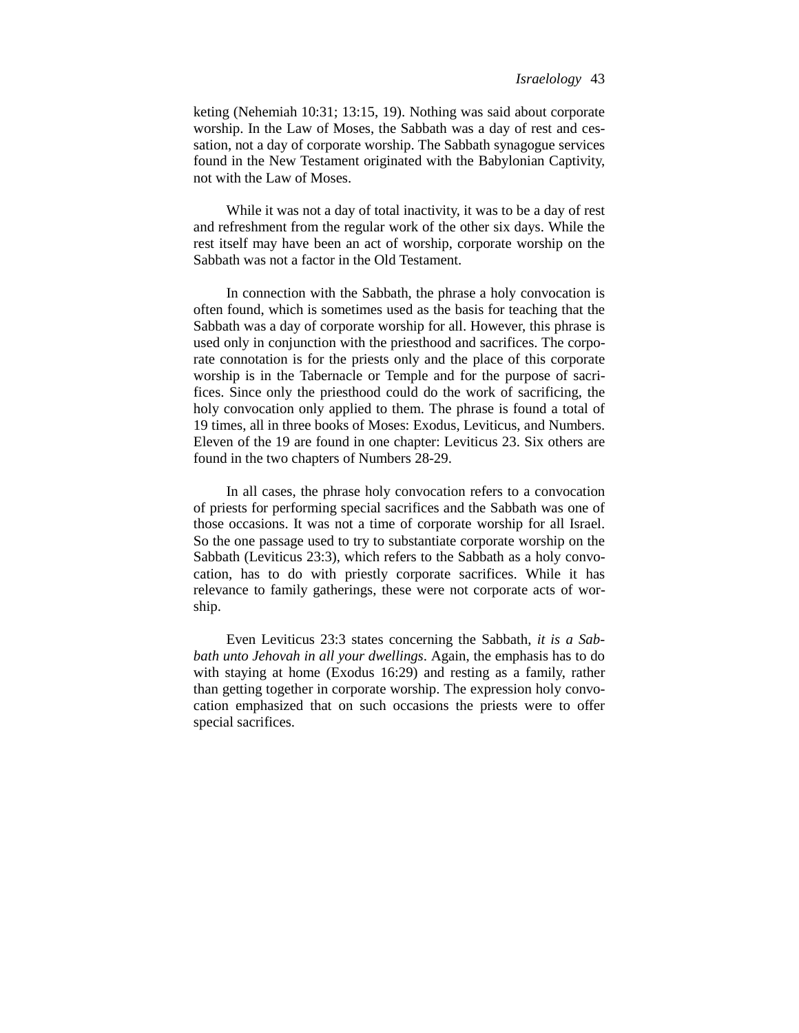keting (Nehemiah 10:31; 13:15, 19). Nothing was said about corporate worship. In the Law of Moses, the Sabbath was a day of rest and cessation, not a day of corporate worship. The Sabbath synagogue services found in the New Testament originated with the Babylonian Captivity, not with the Law of Moses.

While it was not a day of total inactivity, it was to be a day of rest and refreshment from the regular work of the other six days. While the rest itself may have been an act of worship, corporate worship on the Sabbath was not a factor in the Old Testament.

In connection with the Sabbath, the phrase a holy convocation is often found, which is sometimes used as the basis for teaching that the Sabbath was a day of corporate worship for all. However, this phrase is used only in conjunction with the priesthood and sacrifices. The corporate connotation is for the priests only and the place of this corporate worship is in the Tabernacle or Temple and for the purpose of sacrifices. Since only the priesthood could do the work of sacrificing, the holy convocation only applied to them. The phrase is found a total of 19 times, all in three books of Moses: Exodus, Leviticus, and Numbers. Eleven of the 19 are found in one chapter: Leviticus 23. Six others are found in the two chapters of Numbers 28-29.

In all cases, the phrase holy convocation refers to a convocation of priests for performing special sacrifices and the Sabbath was one of those occasions. It was not a time of corporate worship for all Israel. So the one passage used to try to substantiate corporate worship on the Sabbath (Leviticus 23:3), which refers to the Sabbath as a holy convocation, has to do with priestly corporate sacrifices. While it has relevance to family gatherings, these were not corporate acts of worship.

Even Leviticus 23:3 states concerning the Sabbath, *it is a Sabbath unto Jehovah in all your dwellings*. Again, the emphasis has to do with staying at home (Exodus 16:29) and resting as a family, rather than getting together in corporate worship. The expression holy convocation emphasized that on such occasions the priests were to offer special sacrifices.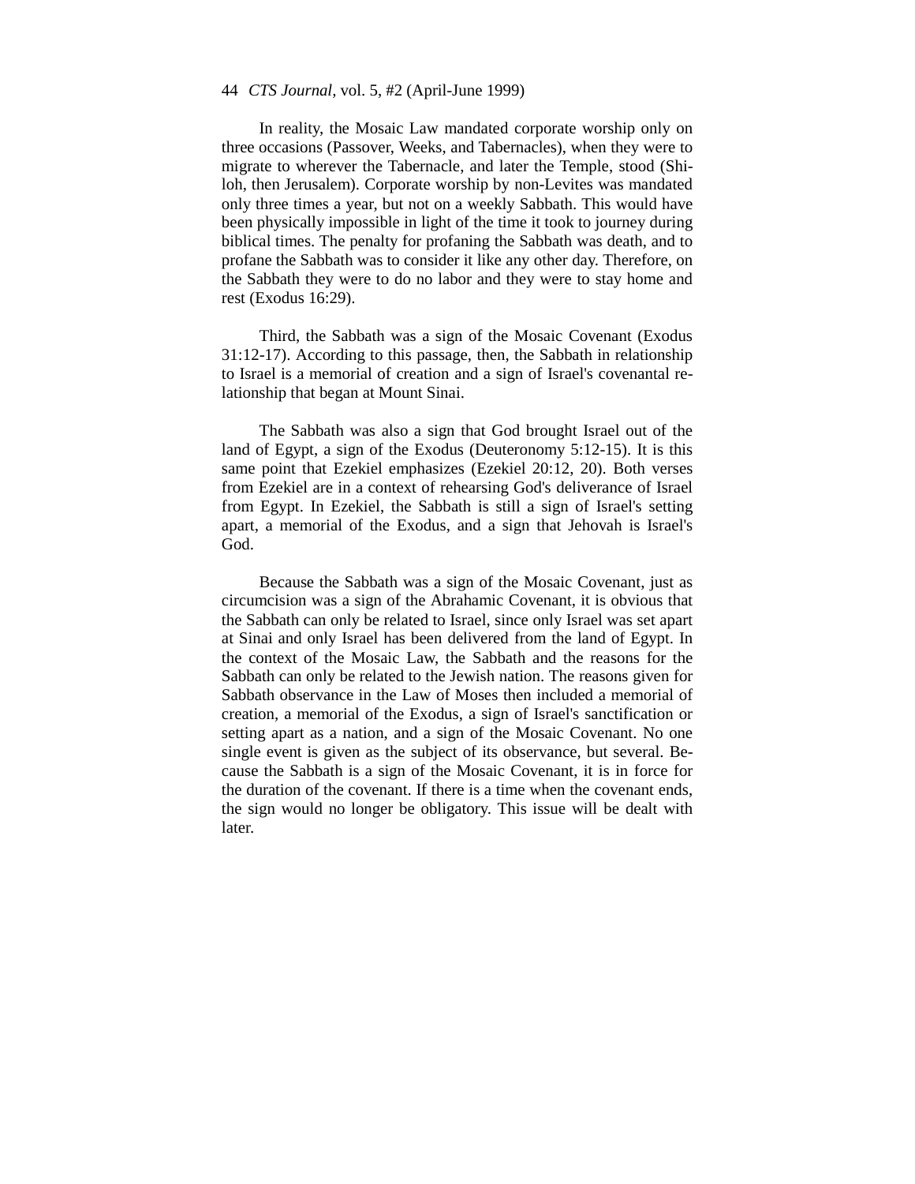In reality, the Mosaic Law mandated corporate worship only on three occasions (Passover, Weeks, and Tabernacles), when they were to migrate to wherever the Tabernacle, and later the Temple, stood (Shiloh, then Jerusalem). Corporate worship by non-Levites was mandated only three times a year, but not on a weekly Sabbath. This would have been physically impossible in light of the time it took to journey during biblical times. The penalty for profaning the Sabbath was death, and to profane the Sabbath was to consider it like any other day. Therefore, on the Sabbath they were to do no labor and they were to stay home and rest (Exodus 16:29).

Third, the Sabbath was a sign of the Mosaic Covenant (Exodus 31:12-17). According to this passage, then, the Sabbath in relationship to Israel is a memorial of creation and a sign of Israel's covenantal relationship that began at Mount Sinai.

The Sabbath was also a sign that God brought Israel out of the land of Egypt, a sign of the Exodus (Deuteronomy 5:12-15). It is this same point that Ezekiel emphasizes (Ezekiel 20:12, 20). Both verses from Ezekiel are in a context of rehearsing God's deliverance of Israel from Egypt. In Ezekiel, the Sabbath is still a sign of Israel's setting apart, a memorial of the Exodus, and a sign that Jehovah is Israel's God.

Because the Sabbath was a sign of the Mosaic Covenant, just as circumcision was a sign of the Abrahamic Covenant, it is obvious that the Sabbath can only be related to Israel, since only Israel was set apart at Sinai and only Israel has been delivered from the land of Egypt. In the context of the Mosaic Law, the Sabbath and the reasons for the Sabbath can only be related to the Jewish nation. The reasons given for Sabbath observance in the Law of Moses then included a memorial of creation, a memorial of the Exodus, a sign of Israel's sanctification or setting apart as a nation, and a sign of the Mosaic Covenant. No one single event is given as the subject of its observance, but several. Because the Sabbath is a sign of the Mosaic Covenant, it is in force for the duration of the covenant. If there is a time when the covenant ends, the sign would no longer be obligatory. This issue will be dealt with later.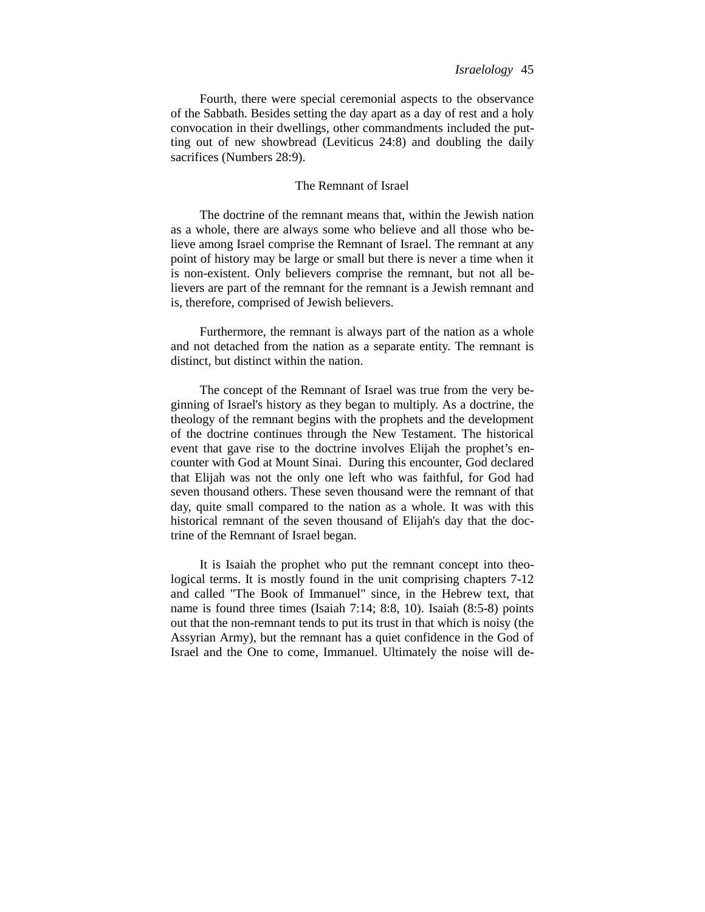Fourth, there were special ceremonial aspects to the observance of the Sabbath. Besides setting the day apart as a day of rest and a holy convocation in their dwellings, other commandments included the putting out of new showbread (Leviticus 24:8) and doubling the daily sacrifices (Numbers 28:9).

## The Remnant of Israel

The doctrine of the remnant means that, within the Jewish nation as a whole, there are always some who believe and all those who believe among Israel comprise the Remnant of Israel. The remnant at any point of history may be large or small but there is never a time when it is non-existent. Only believers comprise the remnant, but not all believers are part of the remnant for the remnant is a Jewish remnant and is, therefore, comprised of Jewish believers.

Furthermore, the remnant is always part of the nation as a whole and not detached from the nation as a separate entity. The remnant is distinct, but distinct within the nation.

The concept of the Remnant of Israel was true from the very beginning of Israel's history as they began to multiply. As a doctrine, the theology of the remnant begins with the prophets and the development of the doctrine continues through the New Testament. The historical event that gave rise to the doctrine involves Elijah the prophet's encounter with God at Mount Sinai. During this encounter, God declared that Elijah was not the only one left who was faithful, for God had seven thousand others. These seven thousand were the remnant of that day, quite small compared to the nation as a whole. It was with this historical remnant of the seven thousand of Elijah's day that the doctrine of the Remnant of Israel began.

It is Isaiah the prophet who put the remnant concept into theological terms. It is mostly found in the unit comprising chapters 7-12 and called "The Book of Immanuel" since, in the Hebrew text, that name is found three times (Isaiah 7:14; 8:8, 10). Isaiah (8:5-8) points out that the non-remnant tends to put its trust in that which is noisy (the Assyrian Army), but the remnant has a quiet confidence in the God of Israel and the One to come, Immanuel. Ultimately the noise will de-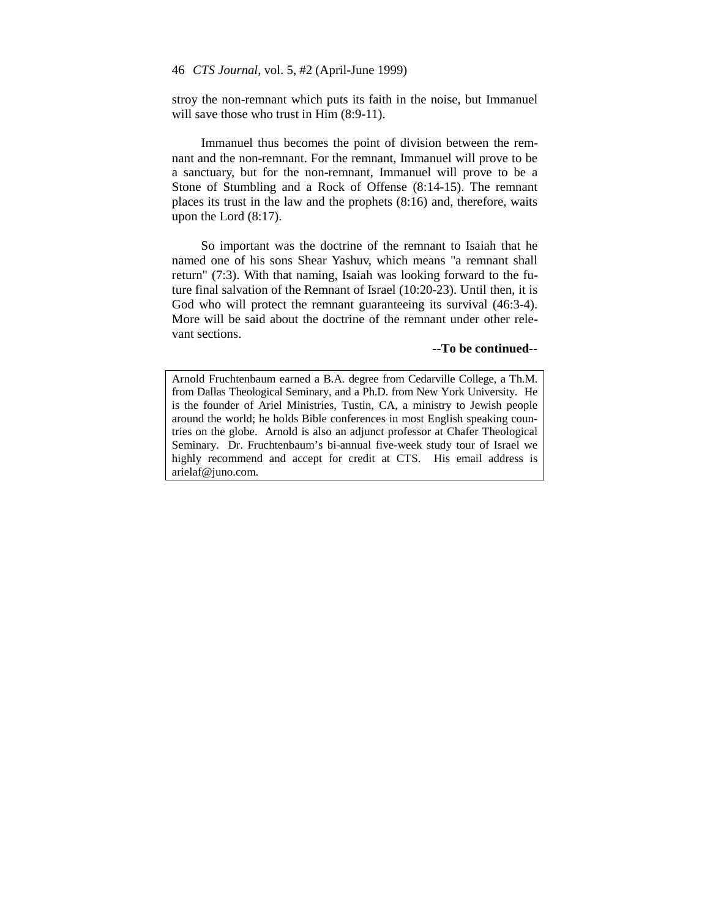stroy the non-remnant which puts its faith in the noise, but Immanuel will save those who trust in Him (8:9-11).

Immanuel thus becomes the point of division between the remnant and the non-remnant. For the remnant, Immanuel will prove to be a sanctuary, but for the non-remnant, Immanuel will prove to be a Stone of Stumbling and a Rock of Offense (8:14-15). The remnant places its trust in the law and the prophets (8:16) and, therefore, waits upon the Lord (8:17).

So important was the doctrine of the remnant to Isaiah that he named one of his sons Shear Yashuv, which means "a remnant shall return" (7:3). With that naming, Isaiah was looking forward to the future final salvation of the Remnant of Israel (10:20-23). Until then, it is God who will protect the remnant guaranteeing its survival (46:3-4). More will be said about the doctrine of the remnant under other relevant sections.

**--To be continued--**

Arnold Fruchtenbaum earned a B.A. degree from Cedarville College, a Th.M. from Dallas Theological Seminary, and a Ph.D. from New York University. He is the founder of Ariel Ministries, Tustin, CA, a ministry to Jewish people around the world; he holds Bible conferences in most English speaking countries on the globe. Arnold is also an adjunct professor at Chafer Theological Seminary. Dr. Fruchtenbaum's bi-annual five-week study tour of Israel we highly recommend and accept for credit at CTS. His email address is arielaf@juno.com.